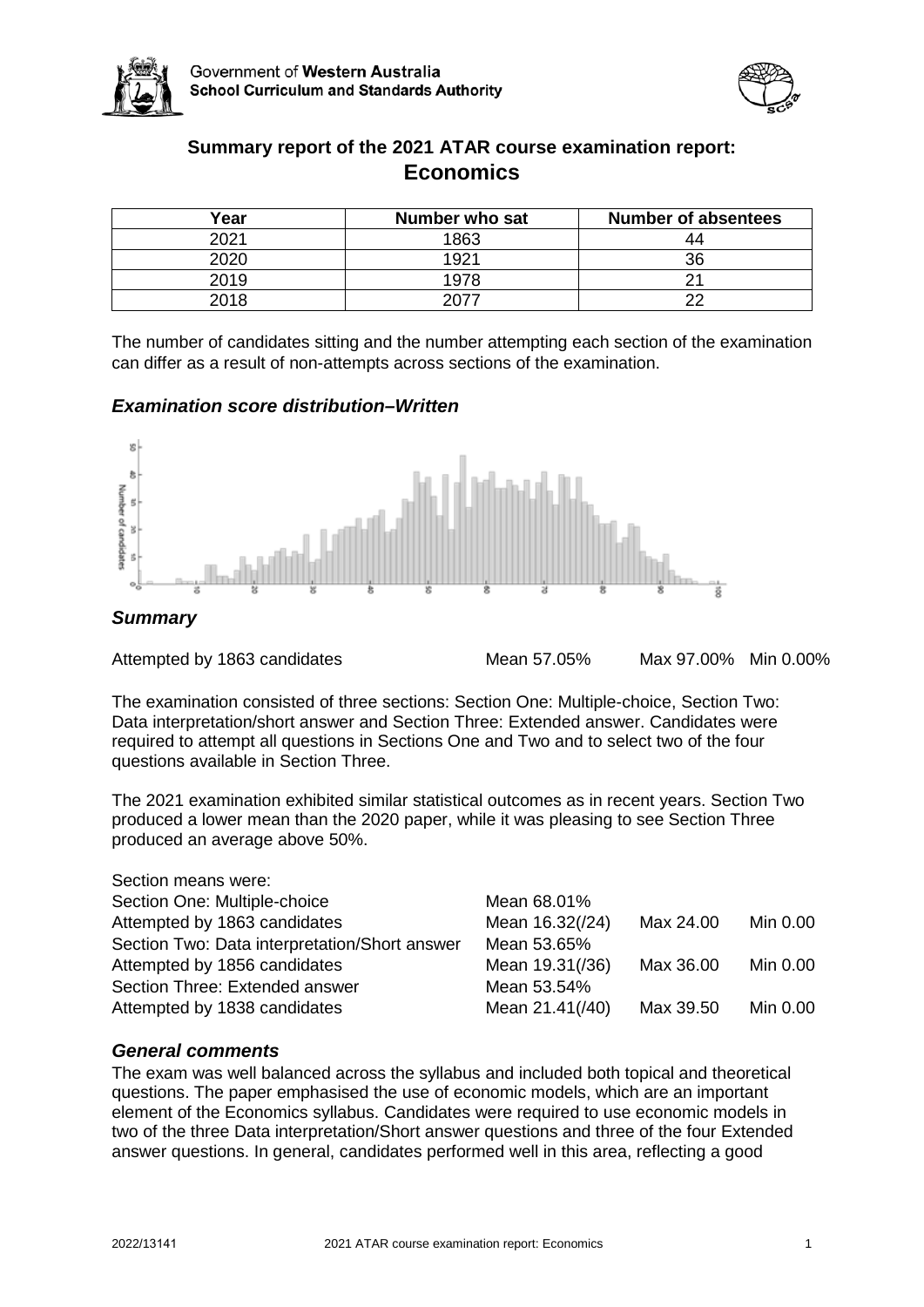# Summary report of the 2021 ATAR course examination report: Economics

| Year | Number who sat | Number of absentees |
|---|---|---|
| 2021 | 1863 | 44 |
| 2020 | 1921 | 36 |
| 2019 | 1978 | 21 |
| 2018 | 2077 | 22 |

The number of candidates sitting and the number attempting each section of the examination can differ as a result of non-attempts across sections of the examination.

### *Examination score distribution–Written*

### *Summary*

Attempted by 1863 candidates  Mean 57.05%  Max 97.00%  Min 0.00%

The examination consisted of three sections: Section One: Multiple-choice, Section Two: Data interpretation/short answer and Section Three: Extended answer. Candidates were required to attempt all questions in Sections One and Two and to select two of the four questions available in Section Three.

The 2021 examination exhibited similar statistical outcomes as in recent years. Section Two produced a lower mean than the 2020 paper, while it was pleasing to see Section Three produced an average above 50%.

| Section means were: | | | |
|---|---|---|---|
| Section One: Multiple-choice | Mean 68.01% | | |
| Attempted by 1863 candidates | Mean 16.32(/24) | Max 24.00 | Min 0.00 |
| Section Two: Data interpretation/Short answer | Mean 53.65% | | |
| Attempted by 1856 candidates | Mean 19.31(/36) | Max 36.00 | Min 0.00 |
| Section Three: Extended answer | Mean 53.54% | | |
| Attempted by 1838 candidates | Mean 21.41(/40) | Max 39.50 | Min 0.00 |

### *General comments*

The exam was well balanced across the syllabus and included both topical and theoretical questions. The paper emphasised the use of economic models, which are an important element of the Economics syllabus. Candidates were required to use economic models in two of the three Data interpretation/Short answer questions and three of the four Extended answer questions. In general, candidates performed well in this area, reflecting a good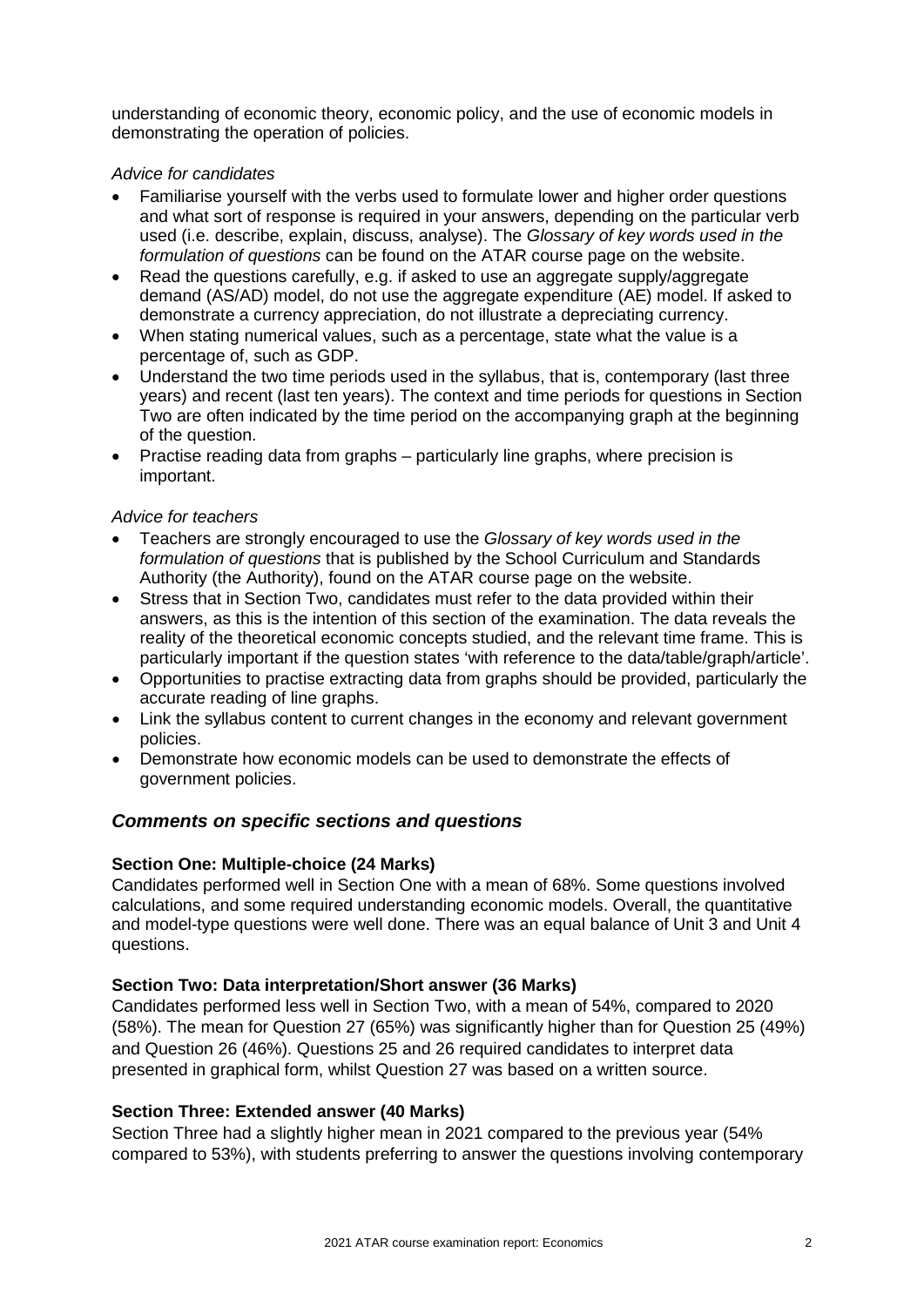understanding of economic theory, economic policy, and the use of economic models in demonstrating the operation of policies.

*Advice for candidates*

- Familiarise yourself with the verbs used to formulate lower and higher order questions and what sort of response is required in your answers, depending on the particular verb used (i.e. describe, explain, discuss, analyse). The *Glossary of key words used in the formulation of questions* can be found on the ATAR course page on the website.
- Read the questions carefully, e.g. if asked to use an aggregate supply/aggregate demand (AS/AD) model, do not use the aggregate expenditure (AE) model. If asked to demonstrate a currency appreciation, do not illustrate a depreciating currency.
- When stating numerical values, such as a percentage, state what the value is a percentage of, such as GDP.
- Understand the two time periods used in the syllabus, that is, contemporary (last three years) and recent (last ten years). The context and time periods for questions in Section Two are often indicated by the time period on the accompanying graph at the beginning of the question.
- Practise reading data from graphs – particularly line graphs, where precision is important.

*Advice for teachers*

- Teachers are strongly encouraged to use the *Glossary of key words used in the formulation of questions* that is published by the School Curriculum and Standards Authority (the Authority), found on the ATAR course page on the website.
- Stress that in Section Two, candidates must refer to the data provided within their answers, as this is the intention of this section of the examination. The data reveals the reality of the theoretical economic concepts studied, and the relevant time frame. This is particularly important if the question states 'with reference to the data/table/graph/article'.
- Opportunities to practise extracting data from graphs should be provided, particularly the accurate reading of line graphs.
- Link the syllabus content to current changes in the economy and relevant government policies.
- Demonstrate how economic models can be used to demonstrate the effects of government policies.

## *Comments on specific sections and questions*

**Section One: Multiple-choice (24 Marks)**

Candidates performed well in Section One with a mean of 68%. Some questions involved calculations, and some required understanding economic models. Overall, the quantitative and model-type questions were well done. There was an equal balance of Unit 3 and Unit 4 questions.

**Section Two: Data interpretation/Short answer (36 Marks)**

Candidates performed less well in Section Two, with a mean of 54%, compared to 2020 (58%). The mean for Question 27 (65%) was significantly higher than for Question 25 (49%) and Question 26 (46%). Questions 25 and 26 required candidates to interpret data presented in graphical form, whilst Question 27 was based on a written source.

**Section Three: Extended answer (40 Marks)**

Section Three had a slightly higher mean in 2021 compared to the previous year (54% compared to 53%), with students preferring to answer the questions involving contemporary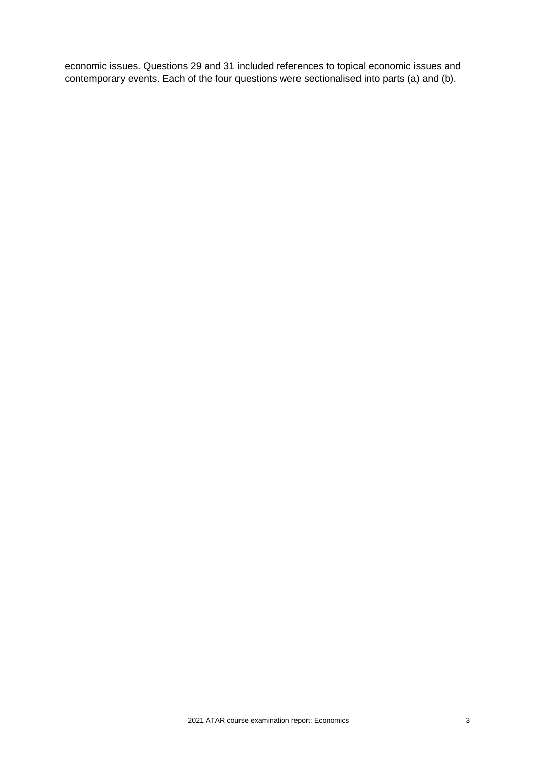economic issues. Questions 29 and 31 included references to topical economic issues and contemporary events. Each of the four questions were sectionalised into parts (a) and (b).